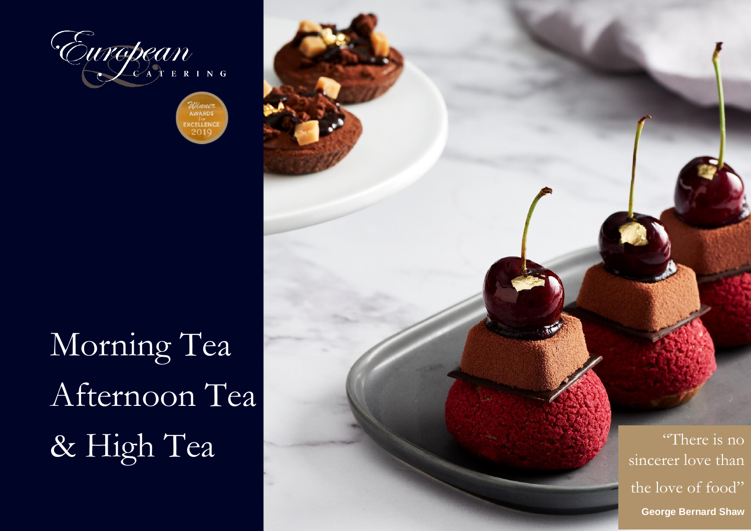European
CATERING

Winner AWARDS for EXCELLENCE 2019

# Morning Tea
# Afternoon Tea
# & High Tea

"There is no sincerer love than the love of food"

**George Bernard Shaw**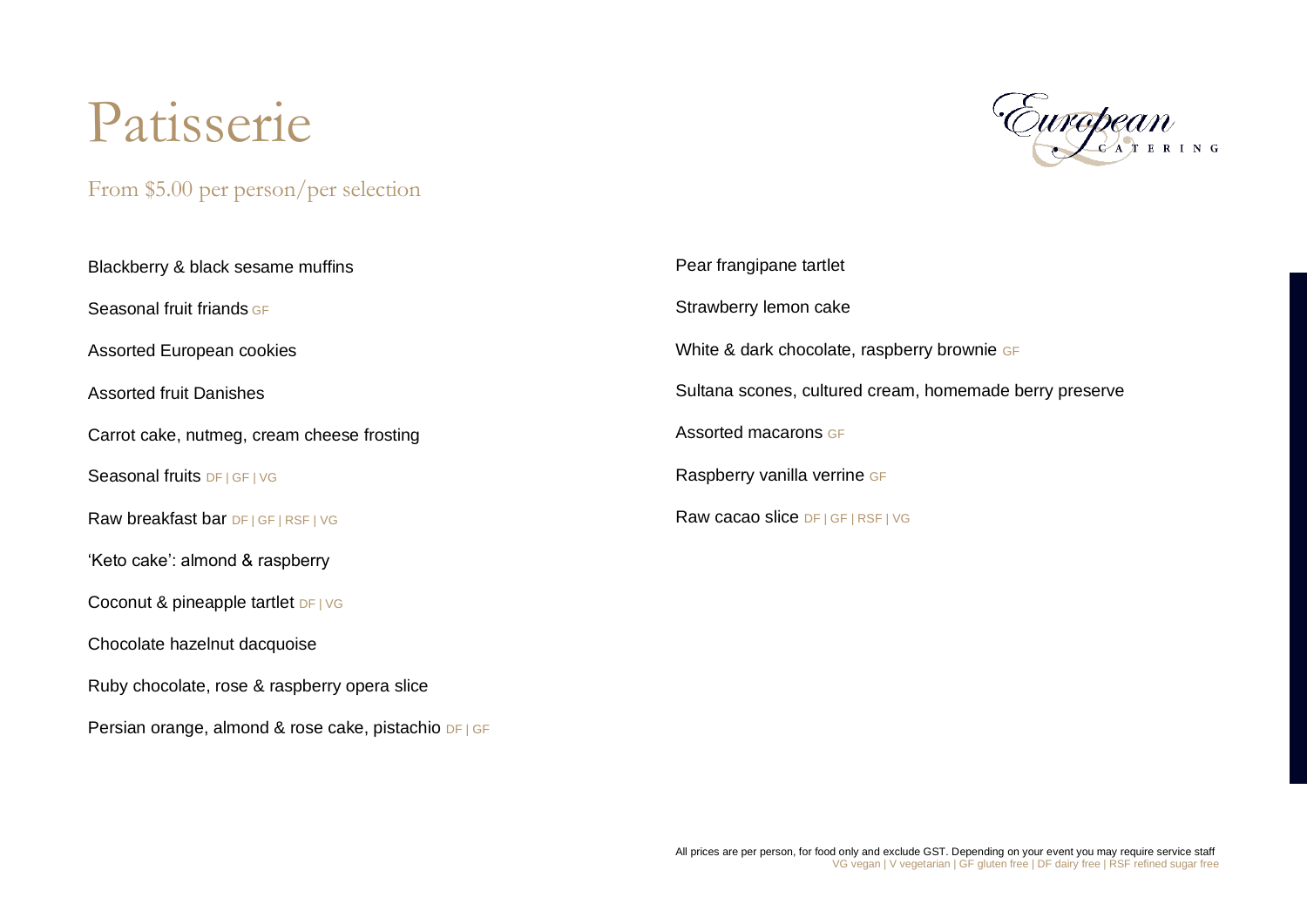# Patisserie

From $5.00 per person/per selection

Blackberry & black sesame muffins

Seasonal fruit friands GF

Assorted European cookies

Assorted fruit Danishes

Carrot cake, nutmeg, cream cheese frosting

Seasonal fruits DF | GF | VG

Raw breakfast bar DF | GF | RSF | VG

'Keto cake': almond & raspberry

Coconut & pineapple tartlet DF | VG

Chocolate hazelnut dacquoise

Ruby chocolate, rose & raspberry opera slice

Persian orange, almond & rose cake, pistachio DF | GF

Pear frangipane tartlet

Strawberry lemon cake

White & dark chocolate, raspberry brownie GF

Sultana scones, cultured cream, homemade berry preserve

Assorted macarons GF

Raspberry vanilla verrine GF

Raw cacao slice DF | GF | RSF | VG

All prices are per person, for food only and exclude GST. Depending on your event you may require service staff

VG vegan | V vegetarian | GF gluten free | DF dairy free | RSF refined sugar free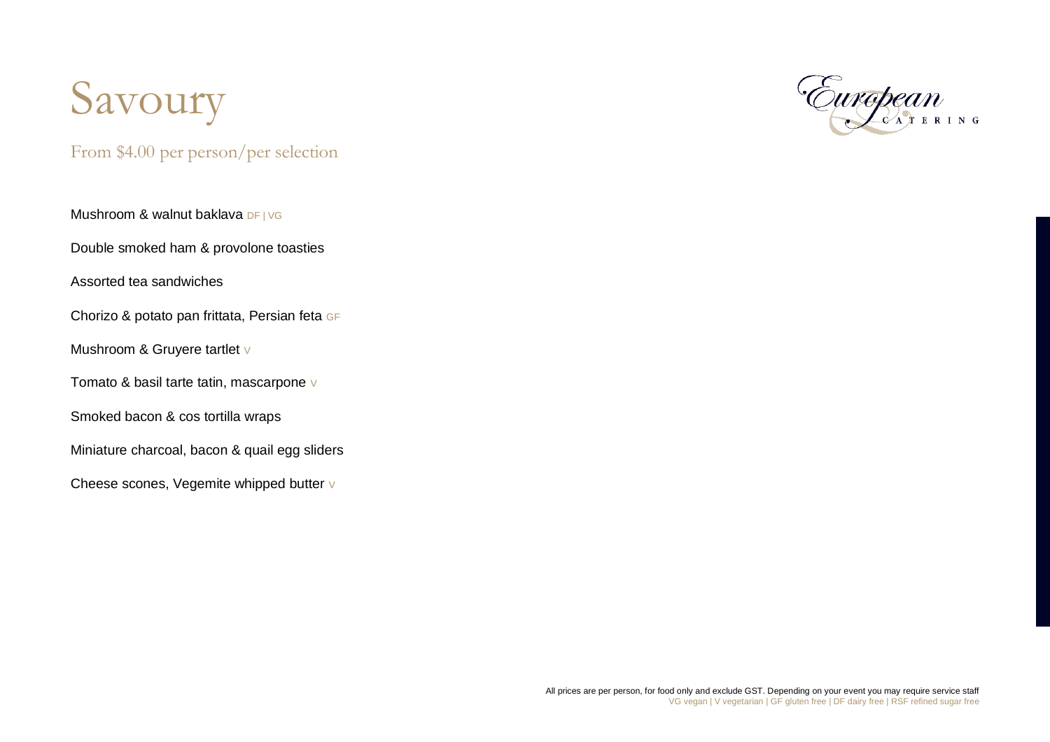# Savoury

From $4.00 per person/per selection

European Catering

Mushroom & walnut baklava DF | VG

Double smoked ham & provolone toasties

Assorted tea sandwiches

Chorizo & potato pan frittata, Persian feta GF

Mushroom & Gruyere tartlet V

Tomato & basil tarte tatin, mascarpone V

Smoked bacon & cos tortilla wraps

Miniature charcoal, bacon & quail egg sliders

Cheese scones, Vegemite whipped butter V

All prices are per person, for food only and exclude GST. Depending on your event you may require service staff

VG vegan | V vegetarian | GF gluten free | DF dairy free | RSF refined sugar free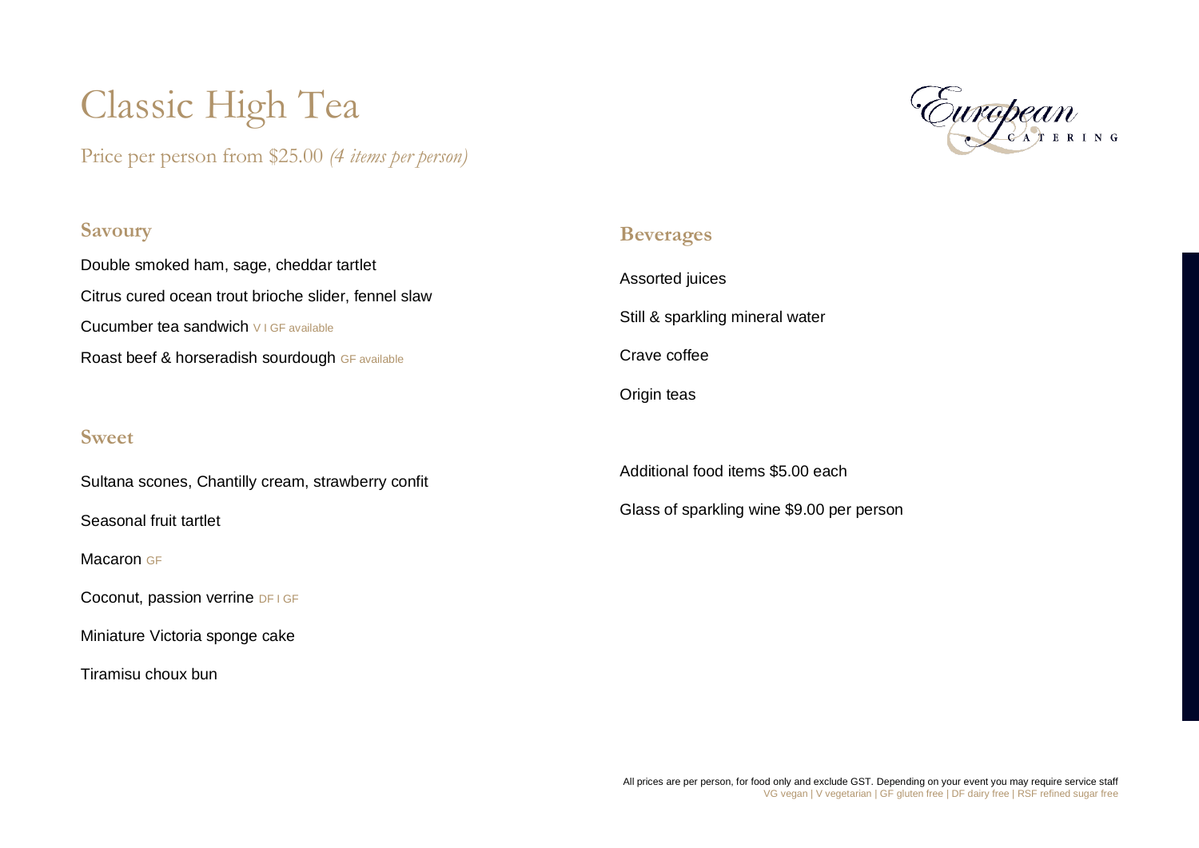# Classic High Tea

Price per person from $25.00 *(4 items per person)*

## Savoury

Double smoked ham, sage, cheddar tartlet

Citrus cured ocean trout brioche slider, fennel slaw

Cucumber tea sandwich V I GF available

Roast beef & horseradish sourdough GF available

## Sweet

Sultana scones, Chantilly cream, strawberry confit

Seasonal fruit tartlet

Macaron GF

Coconut, passion verrine DF I GF

Miniature Victoria sponge cake

Tiramisu choux bun

## Beverages

Assorted juices

Still & sparkling mineral water

Crave coffee

Origin teas

Additional food items $5.00 each

Glass of sparkling wine $9.00 per person

All prices are per person, for food only and exclude GST. Depending on your event you may require service staff

VG vegan | V vegetarian | GF gluten free | DF dairy free | RSF refined sugar free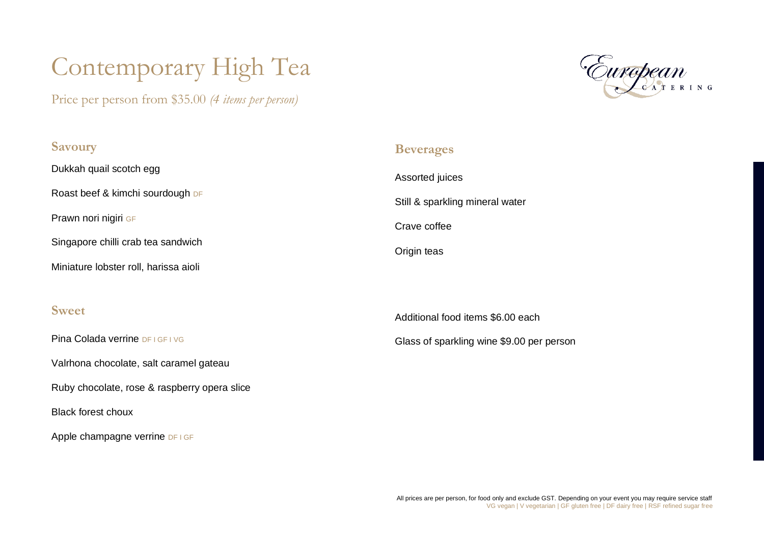# Contemporary High Tea

Price per person from $35.00 *(4 items per person)*

European Catering

## Savoury

Dukkah quail scotch egg

Roast beef & kimchi sourdough DF

Prawn nori nigiri GF

Singapore chilli crab tea sandwich

Miniature lobster roll, harissa aioli

## Sweet

Pina Colada verrine DF I GF I VG

Valrhona chocolate, salt caramel gateau

Ruby chocolate, rose & raspberry opera slice

Black forest choux

Apple champagne verrine DF I GF

## Beverages

Assorted juices

Still & sparkling mineral water

Crave coffee

Origin teas

Additional food items $6.00 each

Glass of sparkling wine $9.00 per person

All prices are per person, for food only and exclude GST. Depending on your event you may require service staff

VG vegan | V vegetarian | GF gluten free | DF dairy free | RSF refined sugar free